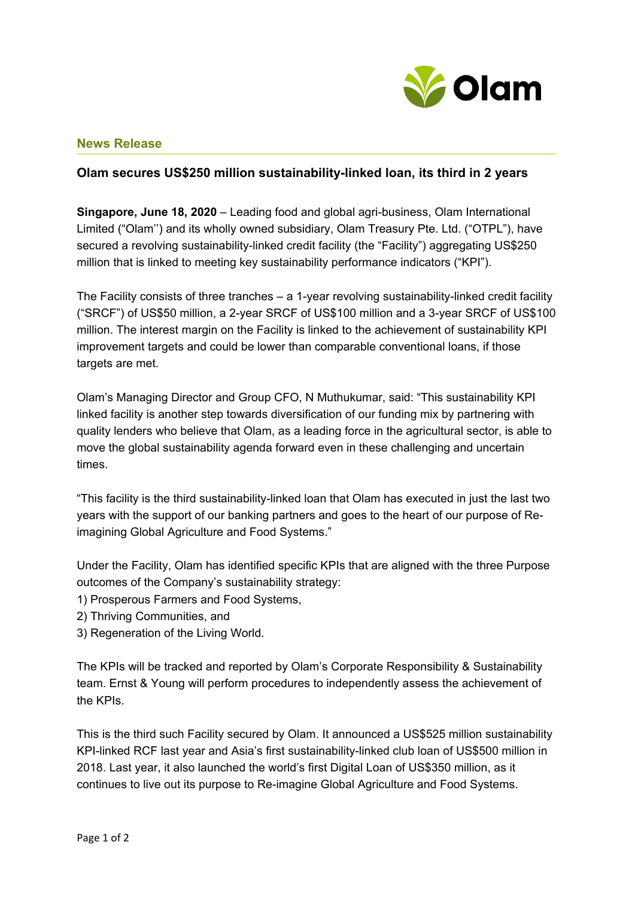## News Release

### Olam secures US$250 million sustainability-linked loan, its third in 2 years

**Singapore, June 18, 2020** – Leading food and global agri-business, Olam International Limited ("Olam'') and its wholly owned subsidiary, Olam Treasury Pte. Ltd. ("OTPL"), have secured a revolving sustainability-linked credit facility (the "Facility") aggregating US$250 million that is linked to meeting key sustainability performance indicators ("KPI").

The Facility consists of three tranches – a 1-year revolving sustainability-linked credit facility ("SRCF") of US$50 million, a 2-year SRCF of US$100 million and a 3-year SRCF of US$100 million. The interest margin on the Facility is linked to the achievement of sustainability KPI improvement targets and could be lower than comparable conventional loans, if those targets are met.

Olam's Managing Director and Group CFO, N Muthukumar, said: "This sustainability KPI linked facility is another step towards diversification of our funding mix by partnering with quality lenders who believe that Olam, as a leading force in the agricultural sector, is able to move the global sustainability agenda forward even in these challenging and uncertain times.

"This facility is the third sustainability-linked loan that Olam has executed in just the last two years with the support of our banking partners and goes to the heart of our purpose of Re-imagining Global Agriculture and Food Systems."

Under the Facility, Olam has identified specific KPIs that are aligned with the three Purpose outcomes of the Company's sustainability strategy:

1) Prosperous Farmers and Food Systems,
2) Thriving Communities, and
3) Regeneration of the Living World.

The KPIs will be tracked and reported by Olam's Corporate Responsibility & Sustainability team. Ernst & Young will perform procedures to independently assess the achievement of the KPIs.

This is the third such Facility secured by Olam. It announced a US$525 million sustainability KPI-linked RCF last year and Asia's first sustainability-linked club loan of US$500 million in 2018. Last year, it also launched the world's first Digital Loan of US$350 million, as it continues to live out its purpose to Re-imagine Global Agriculture and Food Systems.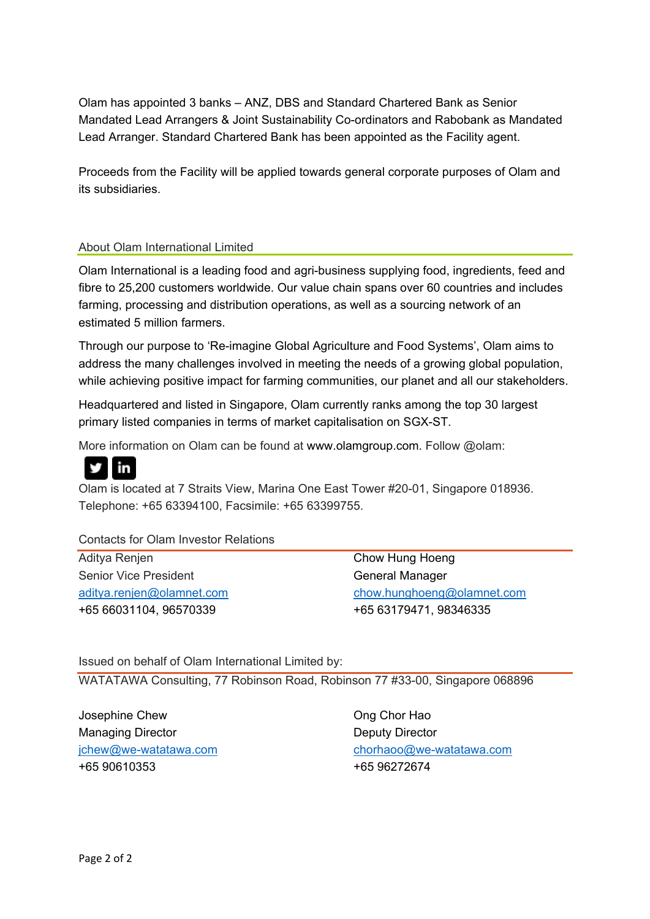Olam has appointed 3 banks – ANZ, DBS and Standard Chartered Bank as Senior Mandated Lead Arrangers & Joint Sustainability Co-ordinators and Rabobank as Mandated Lead Arranger. Standard Chartered Bank has been appointed as the Facility agent.

Proceeds from the Facility will be applied towards general corporate purposes of Olam and its subsidiaries.

## About Olam International Limited

Olam International is a leading food and agri-business supplying food, ingredients, feed and fibre to 25,200 customers worldwide. Our value chain spans over 60 countries and includes farming, processing and distribution operations, as well as a sourcing network of an estimated 5 million farmers.

Through our purpose to 'Re-imagine Global Agriculture and Food Systems', Olam aims to address the many challenges involved in meeting the needs of a growing global population, while achieving positive impact for farming communities, our planet and all our stakeholders.

Headquartered and listed in Singapore, Olam currently ranks among the top 30 largest primary listed companies in terms of market capitalisation on SGX-ST.

More information on Olam can be found at www.olamgroup.com. Follow @olam:

Olam is located at 7 Straits View, Marina One East Tower #20-01, Singapore 018936.
Telephone: +65 63394100, Facsimile: +65 63399755.

## Contacts for Olam Investor Relations

Aditya Renjen
Senior Vice President
aditya.renjen@olamnet.com
+65 66031104, 96570339

Chow Hung Hoeng
General Manager
chow.hunghoeng@olamnet.com
+65 63179471, 98346335

## Issued on behalf of Olam International Limited by:

WATATAWA Consulting, 77 Robinson Road, Robinson 77 #33-00, Singapore 068896

Josephine Chew
Managing Director
jchew@we-watatawa.com
+65 90610353

Ong Chor Hao
Deputy Director
chorhaoo@we-watatawa.com
+65 96272674